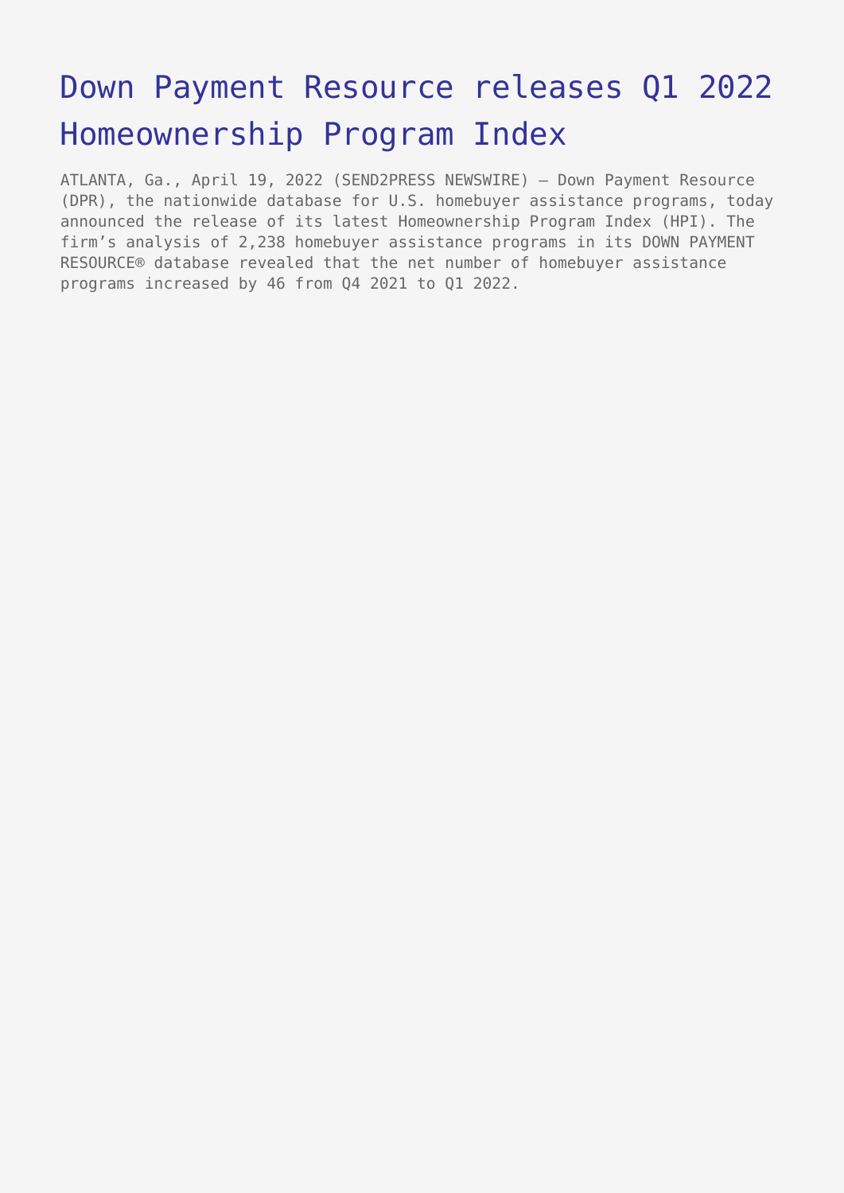# Down Payment Resource releases Q1 2022 Homeownership Program Index

ATLANTA, Ga., April 19, 2022 (SEND2PRESS NEWSWIRE) — Down Payment Resource (DPR), the nationwide database for U.S. homebuyer assistance programs, today announced the release of its latest Homeownership Program Index (HPI). The firm's analysis of 2,238 homebuyer assistance programs in its DOWN PAYMENT RESOURCE® database revealed that the net number of homebuyer assistance programs increased by 46 from Q4 2021 to Q1 2022.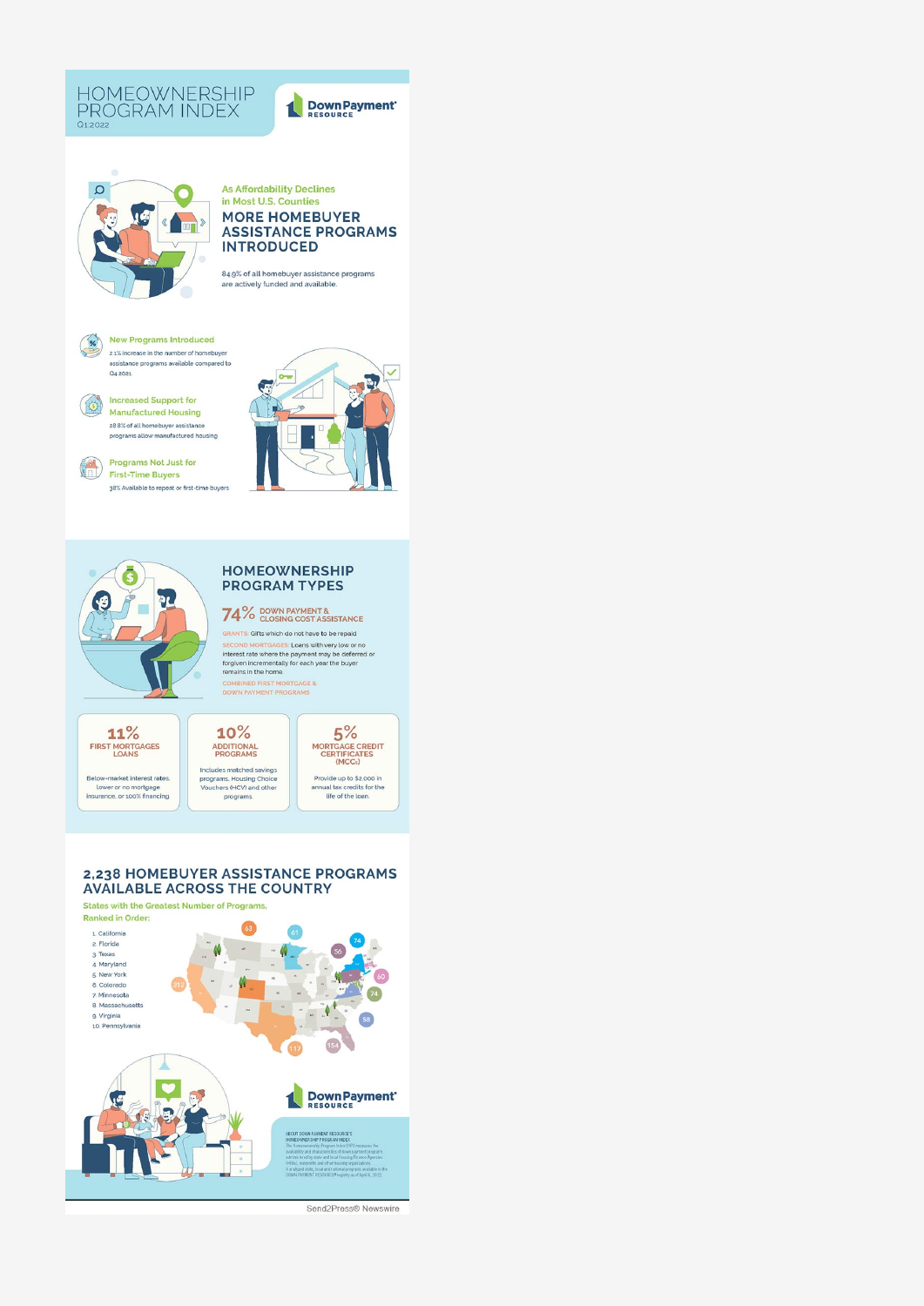# HOMEOWNERSHIP PROGRAM INDEX

Q1 2022

Down Payment RESOURCE

As Affordability Declines in Most U.S. Counties

## MORE HOMEBUYER ASSISTANCE PROGRAMS INTRODUCED

84.9% of all homebuyer assistance programs are actively funded and available.

**New Programs Introduced**

2.1% increase in the number of homebuyer assistance programs available compared to Q4 2021

**Increased Support for Manufactured Housing**

28.8% of all homebuyer assistance programs allow manufactured housing

**Programs Not Just for First-Time Buyers**

38% Available to repeat or first-time buyers

## HOMEOWNERSHIP PROGRAM TYPES

**74%** DOWN PAYMENT & CLOSING COST ASSISTANCE

GRANTS: Gifts which do not have to be repaid

SECOND MORTGAGES: Loans with very low or no interest rate where the payment may be deferred or forgiven incrementally for each year the buyer remains in the home.

COMBINED FIRST MORTGAGE & DOWN PAYMENT PROGRAMS

**11%** FIRST MORTGAGES LOANS

Below-market interest rates, lower or no mortgage insurance, or 100% financing.

**10%** ADDITIONAL PROGRAMS

Includes matched savings programs, Housing Choice Vouchers (HCV) and other programs.

**5%** MORTGAGE CREDIT CERTIFICATES (MCCs)

Provide up to $2,000 in annual tax credits for the life of the loan.

## 2,238 HOMEBUYER ASSISTANCE PROGRAMS AVAILABLE ACROSS THE COUNTRY

States with the Greatest Number of Programs, Ranked in Order:

1. California
2. Florida
3. Texas
4. Maryland
5. New York
6. Colorado
7. Minnesota
8. Massachusetts
9. Virginia
10. Pennsylvania

Down Payment RESOURCE

ABOUT DOWN PAYMENT RESOURCE'S HOMEOWNERSHIP PROGRAM INDEX: The Homeownership Program Index (HPI) measures the availability and characteristics of down payment programs administered by state and local Housing Finance Agencies (HFAs), nonprofits and other housing organizations. It analyzes state, local and national programs available in the DOWN PAYMENT RESOURCE® registry as of April 6, 2022.

Send2Press® Newswire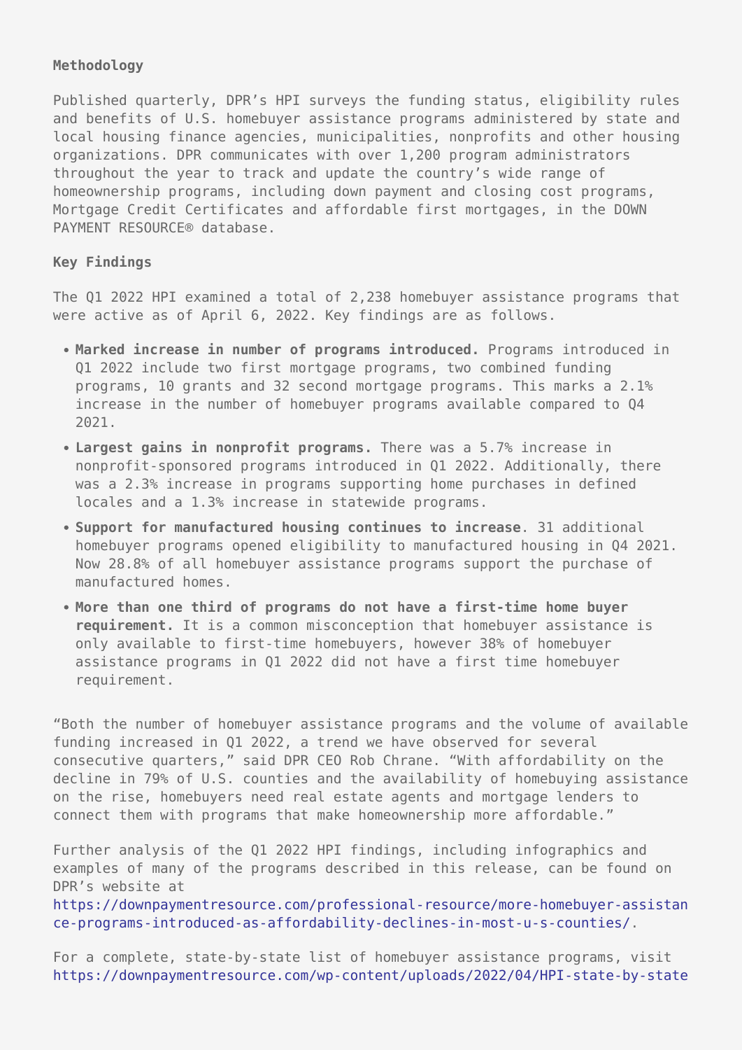**Methodology**

Published quarterly, DPR's HPI surveys the funding status, eligibility rules and benefits of U.S. homebuyer assistance programs administered by state and local housing finance agencies, municipalities, nonprofits and other housing organizations. DPR communicates with over 1,200 program administrators throughout the year to track and update the country's wide range of homeownership programs, including down payment and closing cost programs, Mortgage Credit Certificates and affordable first mortgages, in the DOWN PAYMENT RESOURCE® database.

**Key Findings**

The Q1 2022 HPI examined a total of 2,238 homebuyer assistance programs that were active as of April 6, 2022. Key findings are as follows.

- **Marked increase in number of programs introduced.** Programs introduced in Q1 2022 include two first mortgage programs, two combined funding programs, 10 grants and 32 second mortgage programs. This marks a 2.1% increase in the number of homebuyer programs available compared to Q4 2021.
- **Largest gains in nonprofit programs.** There was a 5.7% increase in nonprofit-sponsored programs introduced in Q1 2022. Additionally, there was a 2.3% increase in programs supporting home purchases in defined locales and a 1.3% increase in statewide programs.
- **Support for manufactured housing continues to increase**. 31 additional homebuyer programs opened eligibility to manufactured housing in Q4 2021. Now 28.8% of all homebuyer assistance programs support the purchase of manufactured homes.
- **More than one third of programs do not have a first-time home buyer requirement.** It is a common misconception that homebuyer assistance is only available to first-time homebuyers, however 38% of homebuyer assistance programs in Q1 2022 did not have a first time homebuyer requirement.

"Both the number of homebuyer assistance programs and the volume of available funding increased in Q1 2022, a trend we have observed for several consecutive quarters," said DPR CEO Rob Chrane. "With affordability on the decline in 79% of U.S. counties and the availability of homebuying assistance on the rise, homebuyers need real estate agents and mortgage lenders to connect them with programs that make homeownership more affordable."

Further analysis of the Q1 2022 HPI findings, including infographics and examples of many of the programs described in this release, can be found on DPR's website at https://downpaymentresource.com/professional-resource/more-homebuyer-assistance-programs-introduced-as-affordability-declines-in-most-u-s-counties/.

For a complete, state-by-state list of homebuyer assistance programs, visit https://downpaymentresource.com/wp-content/uploads/2022/04/HPI-state-by-state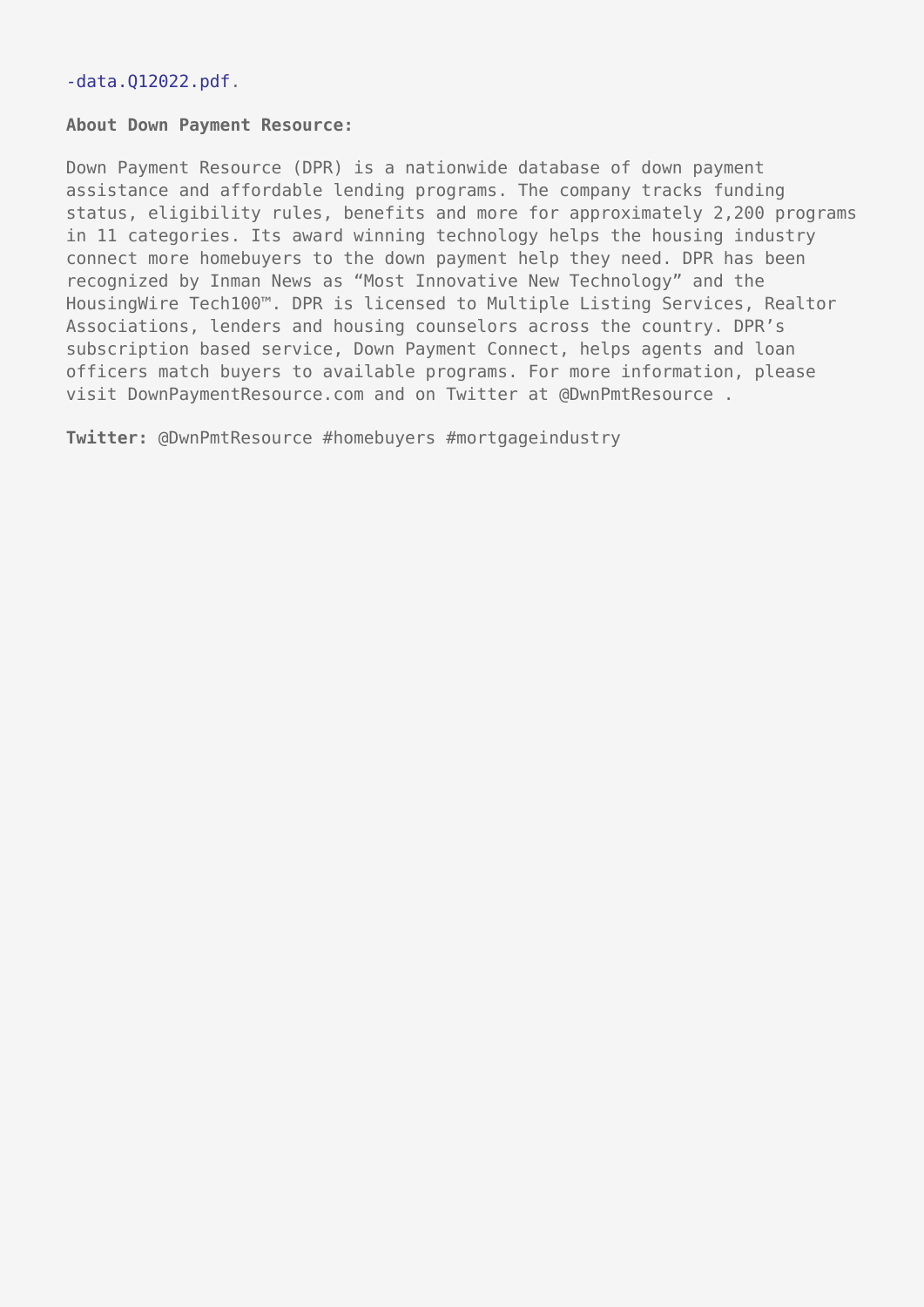-data.Q12022.pdf.

**About Down Payment Resource:**

Down Payment Resource (DPR) is a nationwide database of down payment assistance and affordable lending programs. The company tracks funding status, eligibility rules, benefits and more for approximately 2,200 programs in 11 categories. Its award winning technology helps the housing industry connect more homebuyers to the down payment help they need. DPR has been recognized by Inman News as “Most Innovative New Technology” and the HousingWire Tech100™. DPR is licensed to Multiple Listing Services, Realtor Associations, lenders and housing counselors across the country. DPR’s subscription based service, Down Payment Connect, helps agents and loan officers match buyers to available programs. For more information, please visit DownPaymentResource.com and on Twitter at @DwnPmtResource .

**Twitter:** @DwnPmtResource #homebuyers #mortgageindustry